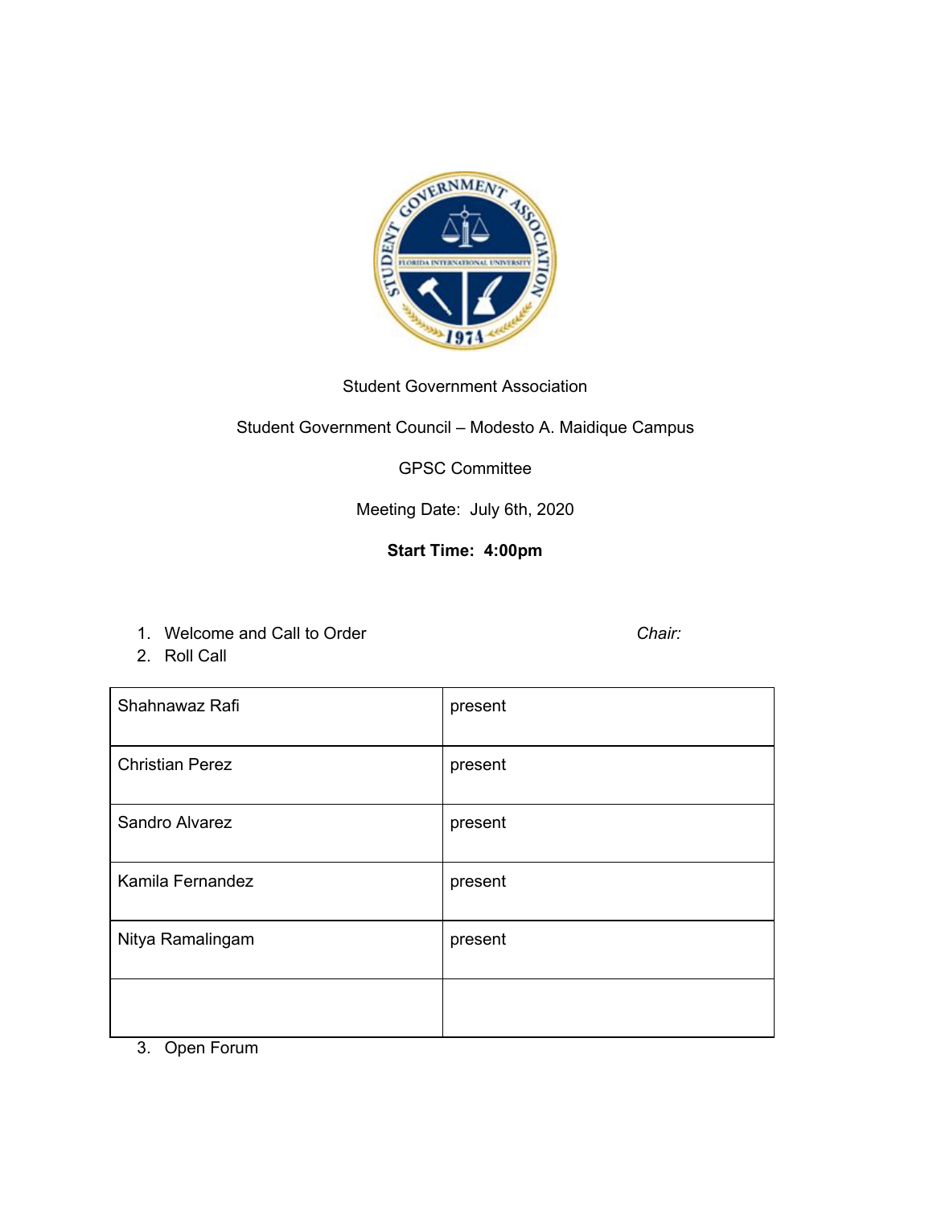Student Government Association

Student Government Council – Modesto A. Maidique Campus

GPSC Committee

Meeting Date: July 6th, 2020

**Start Time: 4:00pm**

1. Welcome and Call to Order *Chair:*
2. Roll Call

| Shahnawaz Rafi | present |
|---|---|
| Christian Perez | present |
| Sandro Alvarez | present |
| Kamila Fernandez | present |
| Nitya Ramalingam | present |
| | |

3. Open Forum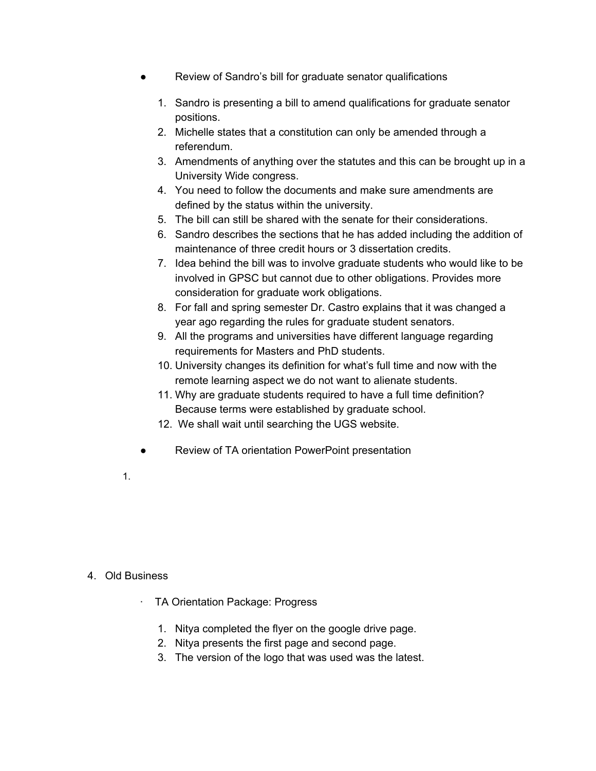- Review of Sandro's bill for graduate senator qualifications

  1. Sandro is presenting a bill to amend qualifications for graduate senator positions.
  2. Michelle states that a constitution can only be amended through a referendum.
  3. Amendments of anything over the statutes and this can be brought up in a University Wide congress.
  4. You need to follow the documents and make sure amendments are defined by the status within the university.
  5. The bill can still be shared with the senate for their considerations.
  6. Sandro describes the sections that he has added including the addition of maintenance of three credit hours or 3 dissertation credits.
  7. Idea behind the bill was to involve graduate students who would like to be involved in GPSC but cannot due to other obligations. Provides more consideration for graduate work obligations.
  8. For fall and spring semester Dr. Castro explains that it was changed a year ago regarding the rules for graduate student senators.
  9. All the programs and universities have different language regarding requirements for Masters and PhD students.
  10. University changes its definition for what's full time and now with the remote learning aspect we do not want to alienate students.
  11. Why are graduate students required to have a full time definition? Because terms were established by graduate school.
  12. We shall wait until searching the UGS website.

- Review of TA orientation PowerPoint presentation

1.

4. Old Business

   - TA Orientation Package: Progress

     1. Nitya completed the flyer on the google drive page.
     2. Nitya presents the first page and second page.
     3. The version of the logo that was used was the latest.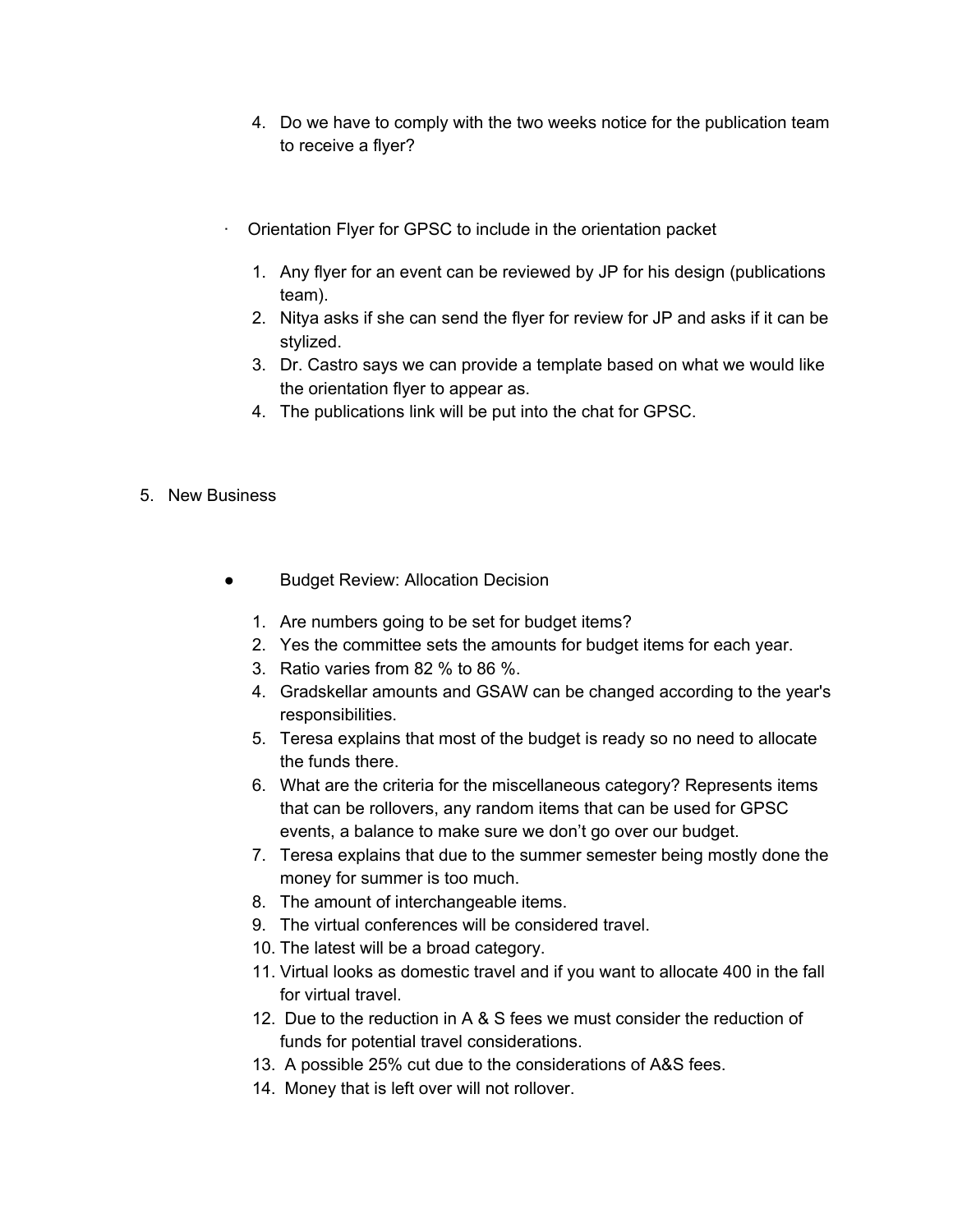4. Do we have to comply with the two weeks notice for the publication team to receive a flyer?

- Orientation Flyer for GPSC to include in the orientation packet

  1. Any flyer for an event can be reviewed by JP for his design (publications team).
  2. Nitya asks if she can send the flyer for review for JP and asks if it can be stylized.
  3. Dr. Castro says we can provide a template based on what we would like the orientation flyer to appear as.
  4. The publications link will be put into the chat for GPSC.

5. New Business

- Budget Review: Allocation Decision

  1. Are numbers going to be set for budget items?
  2. Yes the committee sets the amounts for budget items for each year.
  3. Ratio varies from 82 % to 86 %.
  4. Gradskellar amounts and GSAW can be changed according to the year's responsibilities.
  5. Teresa explains that most of the budget is ready so no need to allocate the funds there.
  6. What are the criteria for the miscellaneous category? Represents items that can be rollovers, any random items that can be used for GPSC events, a balance to make sure we don't go over our budget.
  7. Teresa explains that due to the summer semester being mostly done the money for summer is too much.
  8. The amount of interchangeable items.
  9. The virtual conferences will be considered travel.
  10. The latest will be a broad category.
  11. Virtual looks as domestic travel and if you want to allocate 400 in the fall for virtual travel.
  12. Due to the reduction in A & S fees we must consider the reduction of funds for potential travel considerations.
  13. A possible 25% cut due to the considerations of A&S fees.
  14. Money that is left over will not rollover.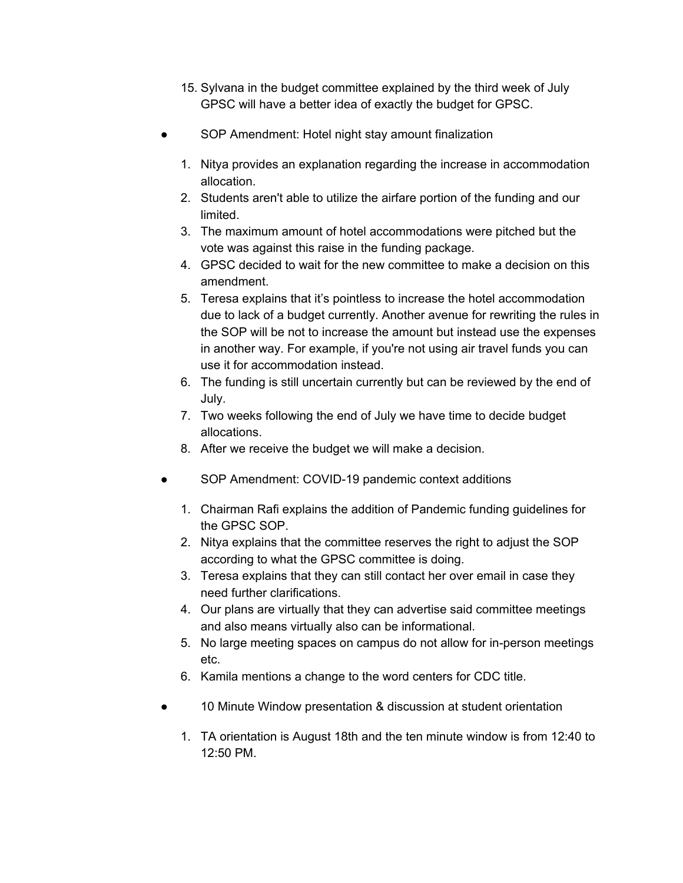15. Sylvana in the budget committee explained by the third week of July GPSC will have a better idea of exactly the budget for GPSC.

- SOP Amendment: Hotel night stay amount finalization

1. Nitya provides an explanation regarding the increase in accommodation allocation.
2. Students aren't able to utilize the airfare portion of the funding and our limited.
3. The maximum amount of hotel accommodations were pitched but the vote was against this raise in the funding package.
4. GPSC decided to wait for the new committee to make a decision on this amendment.
5. Teresa explains that it's pointless to increase the hotel accommodation due to lack of a budget currently. Another avenue for rewriting the rules in the SOP will be not to increase the amount but instead use the expenses in another way. For example, if you're not using air travel funds you can use it for accommodation instead.
6. The funding is still uncertain currently but can be reviewed by the end of July.
7. Two weeks following the end of July we have time to decide budget allocations.
8. After we receive the budget we will make a decision.

- SOP Amendment: COVID-19 pandemic context additions

1. Chairman Rafi explains the addition of Pandemic funding guidelines for the GPSC SOP.
2. Nitya explains that the committee reserves the right to adjust the SOP according to what the GPSC committee is doing.
3. Teresa explains that they can still contact her over email in case they need further clarifications.
4. Our plans are virtually that they can advertise said committee meetings and also means virtually also can be informational.
5. No large meeting spaces on campus do not allow for in-person meetings etc.
6. Kamila mentions a change to the word centers for CDC title.

- 10 Minute Window presentation & discussion at student orientation

1. TA orientation is August 18th and the ten minute window is from 12:40 to 12:50 PM.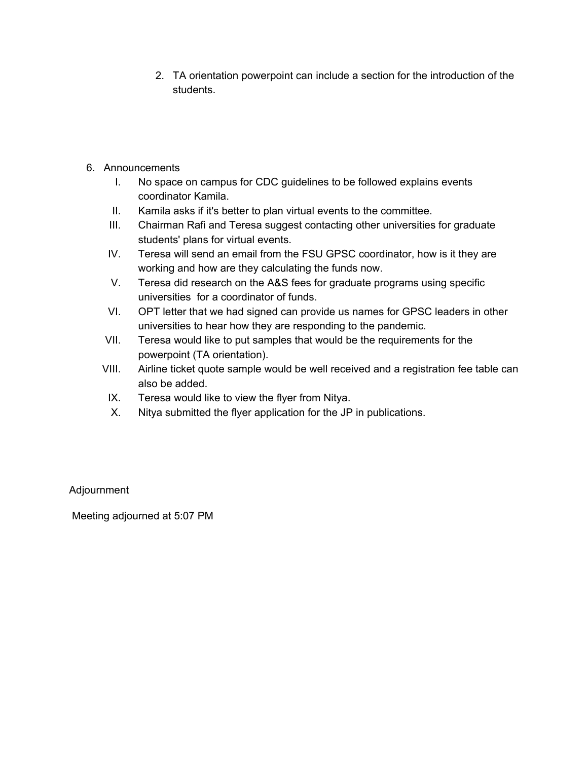2. TA orientation powerpoint can include a section for the introduction of the students.

6. Announcements
   I. No space on campus for CDC guidelines to be followed explains events coordinator Kamila.
   II. Kamila asks if it's better to plan virtual events to the committee.
   III. Chairman Rafi and Teresa suggest contacting other universities for graduate students' plans for virtual events.
   IV. Teresa will send an email from the FSU GPSC coordinator, how is it they are working and how are they calculating the funds now.
   V. Teresa did research on the A&S fees for graduate programs using specific universities for a coordinator of funds.
   VI. OPT letter that we had signed can provide us names for GPSC leaders in other universities to hear how they are responding to the pandemic.
   VII. Teresa would like to put samples that would be the requirements for the powerpoint (TA orientation).
   VIII. Airline ticket quote sample would be well received and a registration fee table can also be added.
   IX. Teresa would like to view the flyer from Nitya.
   X. Nitya submitted the flyer application for the JP in publications.

Adjournment

Meeting adjourned at 5:07 PM